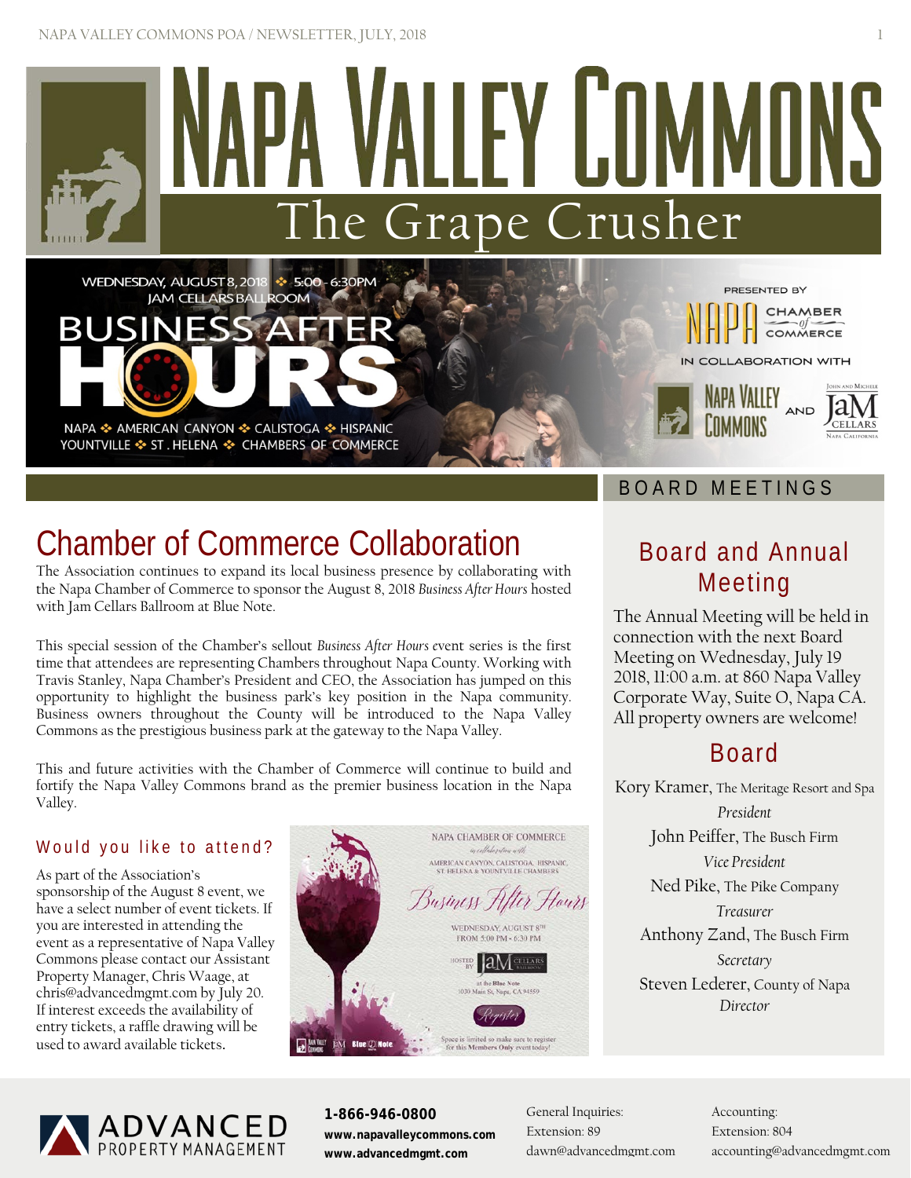# Napa Valley Commons

## The Grape Crusher

WEDNESDAY, AUGUST 8, 2018 ❖ 5:00 - 6:30PM
JAM CELLARS BALLROOM

**BUSINESS AFTER HOURS**

NAPA ❖ AMERICAN CANYON ❖ CALISTOGA ❖ HISPANIC
YOUNTVILLE ❖ ST. HELENA ❖ CHAMBERS OF COMMERCE

PRESENTED BY NAPA CHAMBER of COMMERCE
IN COLLABORATION WITH NAPA VALLEY COMMONS AND JaM CELLARS

## Chamber of Commerce Collaboration

The Association continues to expand its local business presence by collaborating with the Napa Chamber of Commerce to sponsor the August 8, 2018 *Business After Hours* hosted with Jam Cellars Ballroom at Blue Note.

This special session of the Chamber's sellout *Business After Hours* event series is the first time that attendees are representing Chambers throughout Napa County. Working with Travis Stanley, Napa Chamber's President and CEO, the Association has jumped on this opportunity to highlight the business park's key position in the Napa community. Business owners throughout the County will be introduced to the Napa Valley Commons as the prestigious business park at the gateway to the Napa Valley.

This and future activities with the Chamber of Commerce will continue to build and fortify the Napa Valley Commons brand as the premier business location in the Napa Valley.

### Would you like to attend?

As part of the Association's sponsorship of the August 8 event, we have a select number of event tickets. If you are interested in attending the event as a representative of Napa Valley Commons please contact our Assistant Property Manager, Chris Waage, at chris@advancedmgmt.com by July 20. If interest exceeds the availability of entry tickets, a raffle drawing will be used to award available tickets.

NAPA CHAMBER OF COMMERCE
*in collaboration with*
AMERICAN CANYON, CALISTOGA, HISPANIC, ST. HELENA & YOUNTVILLE CHAMBERS

*Business After Hours*

WEDNESDAY, AUGUST 8TH
FROM 5:00 PM - 6:30 PM

HOSTED BY JaM CELLARS BALLROOM
at the Blue Note
1030 Main St, Napa, CA 94559

Register

Space is limited so make sure to register for this Members Only event today!

## BOARD MEETINGS

### Board and Annual Meeting

The Annual Meeting will be held in connection with the next Board Meeting on Wednesday, July 19 2018, 11:00 a.m. at 860 Napa Valley Corporate Way, Suite O, Napa CA. All property owners are welcome!

### Board

Kory Kramer, The Meritage Resort and Spa
*President*

John Peiffer, The Busch Firm
*Vice President*

Ned Pike, The Pike Company
*Treasurer*

Anthony Zand, The Busch Firm
*Secretary*

Steven Lederer, County of Napa
*Director*

---

ADVANCED PROPERTY MANAGEMENT

**1-866-946-0800**
**www.napavalleycommons.com**
**www.advancedmgmt.com**

General Inquiries:
Extension: 89
dawn@advancedmgmt.com

Accounting:
Extension: 804
accounting@advancedmgmt.com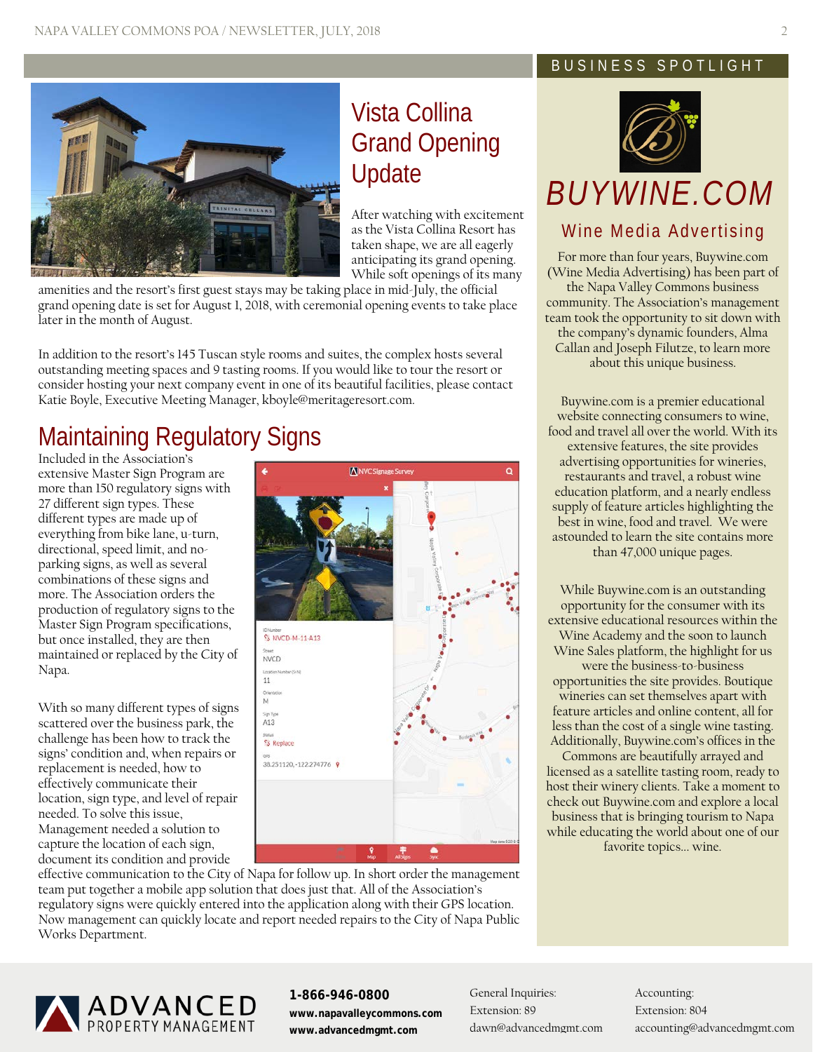## Vista Collina Grand Opening Update

After watching with excitement as the Vista Collina Resort has taken shape, we are all eagerly anticipating its grand opening. While soft openings of its many amenities and the resort's first guest stays may be taking place in mid-July, the official grand opening date is set for August 1, 2018, with ceremonial opening events to take place later in the month of August.

In addition to the resort's 145 Tuscan style rooms and suites, the complex hosts several outstanding meeting spaces and 9 tasting rooms. If you would like to tour the resort or consider hosting your next company event in one of its beautiful facilities, please contact Katie Boyle, Executive Meeting Manager, kboyle@meritageresort.com.

## Maintaining Regulatory Signs

Included in the Association's extensive Master Sign Program are more than 150 regulatory signs with 27 different sign types. These different types are made up of everything from bike lane, u-turn, directional, speed limit, and no-parking signs, as well as several combinations of these signs and more. The Association orders the production of regulatory signs to the Master Sign Program specifications, but once installed, they are then maintained or replaced by the City of Napa.

With so many different types of signs scattered over the business park, the challenge has been how to track the signs' condition and, when repairs or replacement is needed, how to effectively communicate their location, sign type, and level of repair needed. To solve this issue, Management needed a solution to capture the location of each sign, document its condition and provide effective communication to the City of Napa for follow up. In short order the management team put together a mobile app solution that does just that. All of the Association's regulatory signs were quickly entered into the application along with their GPS location. Now management can quickly locate and report needed repairs to the City of Napa Public Works Department.

## BUSINESS SPOTLIGHT

# BUYWINE.COM

### Wine Media Advertising

For more than four years, Buywine.com (Wine Media Advertising) has been part of the Napa Valley Commons business community. The Association's management team took the opportunity to sit down with the company's dynamic founders, Alma Callan and Joseph Filutze, to learn more about this unique business.

Buywine.com is a premier educational website connecting consumers to wine, food and travel all over the world. With its extensive features, the site provides advertising opportunities for wineries, restaurants and travel, a robust wine education platform, and a nearly endless supply of feature articles highlighting the best in wine, food and travel. We were astounded to learn the site contains more than 47,000 unique pages.

While Buywine.com is an outstanding opportunity for the consumer with its extensive educational resources within the Wine Academy and the soon to launch Wine Sales platform, the highlight for us were the business-to-business opportunities the site provides. Boutique wineries can set themselves apart with feature articles and online content, all for less than the cost of a single wine tasting. Additionally, Buywine.com's offices in the Commons are beautifully arrayed and licensed as a satellite tasting room, ready to host their winery clients. Take a moment to check out Buywine.com and explore a local business that is bringing tourism to Napa while educating the world about one of our favorite topics... wine.

---

ADVANCED PROPERTY MANAGEMENT

**1-866-946-0800**
**www.napavalleycommons.com**
**www.advancedmgmt.com**

General Inquiries:
Extension: 89
dawn@advancedmgmt.com

Accounting:
Extension: 804
accounting@advancedmgmt.com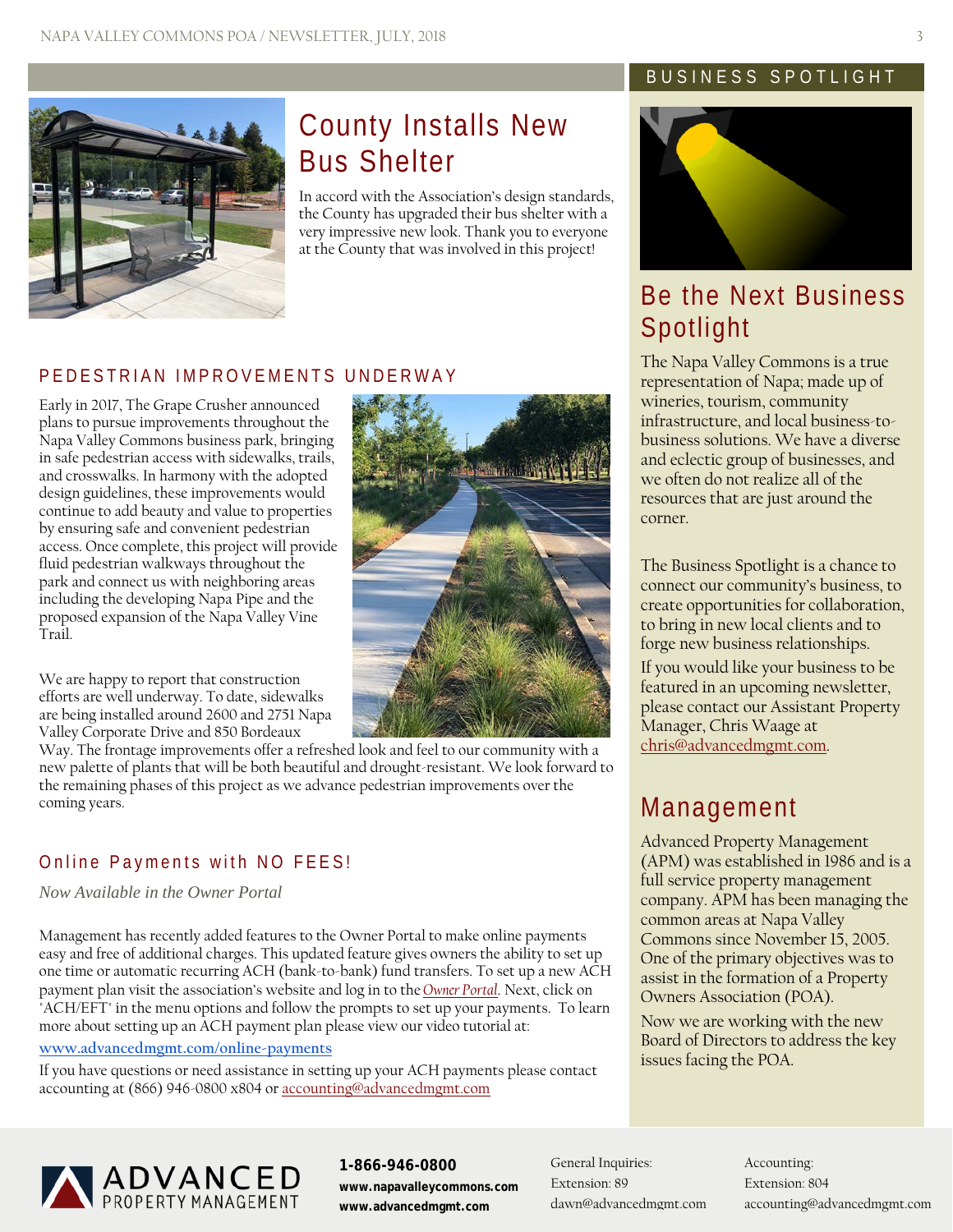# County Installs New Bus Shelter

In accord with the Association's design standards, the County has upgraded their bus shelter with a very impressive new look. Thank you to everyone at the County that was involved in this project!

## PEDESTRIAN IMPROVEMENTS UNDERWAY

Early in 2017, The Grape Crusher announced plans to pursue improvements throughout the Napa Valley Commons business park, bringing in safe pedestrian access with sidewalks, trails, and crosswalks. In harmony with the adopted design guidelines, these improvements would continue to add beauty and value to properties by ensuring safe and convenient pedestrian access. Once complete, this project will provide fluid pedestrian walkways throughout the park and connect us with neighboring areas including the developing Napa Pipe and the proposed expansion of the Napa Valley Vine Trail.

We are happy to report that construction efforts are well underway. To date, sidewalks are being installed around 2600 and 2751 Napa Valley Corporate Drive and 850 Bordeaux Way. The frontage improvements offer a refreshed look and feel to our community with a new palette of plants that will be both beautiful and drought-resistant. We look forward to the remaining phases of this project as we advance pedestrian improvements over the coming years.

## Online Payments with NO FEES!

*Now Available in the Owner Portal*

Management has recently added features to the Owner Portal to make online payments easy and free of additional charges. This updated feature gives owners the ability to set up one time or automatic recurring ACH (bank-to-bank) fund transfers. To set up a new ACH payment plan visit the association's website and log in to the *Owner Portal*. Next, click on "ACH/EFT" in the menu options and follow the prompts to set up your payments. To learn more about setting up an ACH payment plan please view our video tutorial at:

www.advancedmgmt.com/online-payments

If you have questions or need assistance in setting up your ACH payments please contact accounting at (866) 946-0800 x804 or accounting@advancedmgmt.com

## BUSINESS SPOTLIGHT

# Be the Next Business Spotlight

The Napa Valley Commons is a true representation of Napa; made up of wineries, tourism, community infrastructure, and local business-to-business solutions. We have a diverse and eclectic group of businesses, and we often do not realize all of the resources that are just around the corner.

The Business Spotlight is a chance to connect our community's business, to create opportunities for collaboration, to bring in new local clients and to forge new business relationships.

If you would like your business to be featured in an upcoming newsletter, please contact our Assistant Property Manager, Chris Waage at chris@advancedmgmt.com.

# Management

Advanced Property Management (APM) was established in 1986 and is a full service property management company. APM has been managing the common areas at Napa Valley Commons since November 15, 2005. One of the primary objectives was to assist in the formation of a Property Owners Association (POA).

Now we are working with the new Board of Directors to address the key issues facing the POA.

ADVANCED PROPERTY MANAGEMENT

**1-866-946-0800**
**www.napavalleycommons.com**
**www.advancedmgmt.com**

General Inquiries:
Extension: 89
dawn@advancedmgmt.com

Accounting:
Extension: 804
accounting@advancedmgmt.com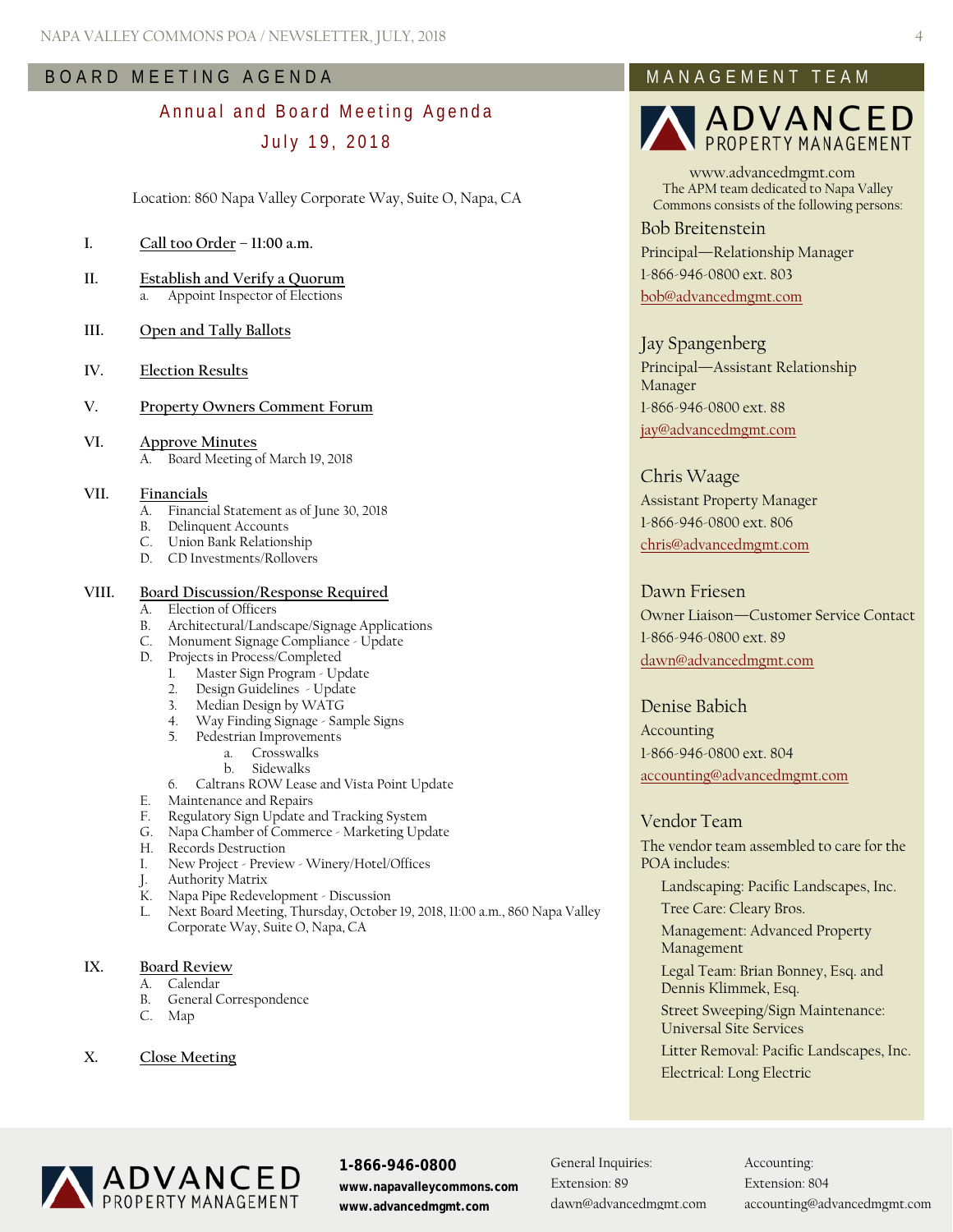## BOARD MEETING AGENDA

### Annual and Board Meeting Agenda
### July 19, 2018

Location: 860 Napa Valley Corporate Way, Suite O, Napa, CA

I. Call too Order – 11:00 a.m.

II. Establish and Verify a Quorum
   a. Appoint Inspector of Elections

III. Open and Tally Ballots

IV. Election Results

V. Property Owners Comment Forum

VI. Approve Minutes
   A. Board Meeting of March 19, 2018

VII. Financials
   A. Financial Statement as of June 30, 2018
   B. Delinquent Accounts
   C. Union Bank Relationship
   D. CD Investments/Rollovers

VIII. Board Discussion/Response Required
   A. Election of Officers
   B. Architectural/Landscape/Signage Applications
   C. Monument Signage Compliance - Update
   D. Projects in Process/Completed
      1. Master Sign Program - Update
      2. Design Guidelines - Update
      3. Median Design by WATG
      4. Way Finding Signage - Sample Signs
      5. Pedestrian Improvements
         a. Crosswalks
         b. Sidewalks
      6. Caltrans ROW Lease and Vista Point Update
   E. Maintenance and Repairs
   F. Regulatory Sign Update and Tracking System
   G. Napa Chamber of Commerce - Marketing Update
   H. Records Destruction
   I. New Project - Preview - Winery/Hotel/Offices
   J. Authority Matrix
   K. Napa Pipe Redevelopment - Discussion
   L. Next Board Meeting, Thursday, October 19, 2018, 11:00 a.m., 860 Napa Valley Corporate Way, Suite O, Napa, CA

IX. Board Review
   A. Calendar
   B. General Correspondence
   C. Map

X. Close Meeting

## MANAGEMENT TEAM

**ADVANCED PROPERTY MANAGEMENT**

www.advancedmgmt.com
The APM team dedicated to Napa Valley Commons consists of the following persons:

**Bob Breitenstein**
Principal—Relationship Manager
1-866-946-0800 ext. 803
bob@advancedmgmt.com

**Jay Spangenberg**
Principal—Assistant Relationship Manager
1-866-946-0800 ext. 88
jay@advancedmgmt.com

**Chris Waage**
Assistant Property Manager
1-866-946-0800 ext. 806
chris@advancedmgmt.com

**Dawn Friesen**
Owner Liaison—Customer Service Contact
1-866-946-0800 ext. 89
dawn@advancedmgmt.com

**Denise Babich**
Accounting
1-866-946-0800 ext. 804
accounting@advancedmgmt.com

**Vendor Team**
The vendor team assembled to care for the POA includes:

- Landscaping: Pacific Landscapes, Inc.
- Tree Care: Cleary Bros.
- Management: Advanced Property Management
- Legal Team: Brian Bonney, Esq. and Dennis Klimmek, Esq.
- Street Sweeping/Sign Maintenance: Universal Site Services
- Litter Removal: Pacific Landscapes, Inc.
- Electrical: Long Electric

ADVANCED PROPERTY MANAGEMENT

**1-866-946-0800**
**www.napavalleycommons.com**
**www.advancedmgmt.com**

General Inquiries:
Extension: 89
dawn@advancedmgmt.com

Accounting:
Extension: 804
accounting@advancedmgmt.com